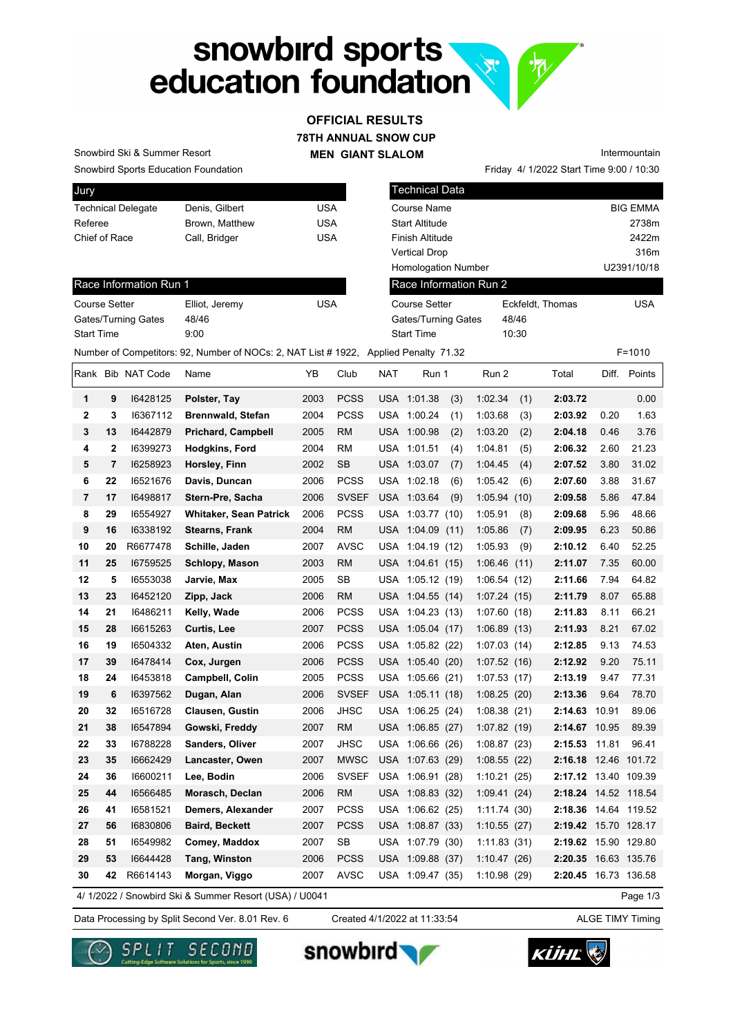# snowbird sports education foundation

## OFFICIAL RESULTS

## 78TH ANNUAL SNOW CUP

## MEN GIANT SLALOM

Snowbird Ski & Summer Resort
Snowbird Sports Education Foundation

Intermountain
Friday 4/ 1/2022 Start Time 9:00 / 10:30

| Jury | | |
|---|---|---|
| Technical Delegate | Denis, Gilbert | USA |
| Referee | Brown, Matthew | USA |
| Chief of Race | Call, Bridger | USA |

| Technical Data | |
|---|---|
| Course Name | BIG EMMA |
| Start Altitude | 2738m |
| Finish Altitude | 2422m |
| Vertical Drop | 316m |
| Homologation Number | U2391/10/18 |

| Race Information Run 1 | | |
|---|---|---|
| Course Setter | Elliot, Jeremy | USA |
| Gates/Turning Gates | 48/46 | |
| Start Time | 9:00 | |

| Race Information Run 2 | | |
|---|---|---|
| Course Setter | Eckfeldt, Thomas | USA |
| Gates/Turning Gates | 48/46 | |
| Start Time | 10:30 | |

Number of Competitors: 92, Number of NOCs: 2, NAT List # 1922, Applied Penalty 71.32 F=1010

| Rank | Bib | NAT Code | Name | YB | Club | NAT | Run 1 | | Run 2 | | Total | Diff. | Points |
|---|---|---|---|---|---|---|---|---|---|---|---|---|---|
| 1 | 9 | I6428125 | **Polster, Tay** | 2003 | PCSS | USA | 1:01.38 | (3) | 1:02.34 | (1) | **2:03.72** | | 0.00 |
| 2 | 3 | I6367112 | **Brennwald, Stefan** | 2004 | PCSS | USA | 1:00.24 | (1) | 1:03.68 | (3) | **2:03.92** | 0.20 | 1.63 |
| 3 | 13 | I6442879 | **Prichard, Campbell** | 2005 | RM | USA | 1:00.98 | (2) | 1:03.20 | (2) | **2:04.18** | 0.46 | 3.76 |
| 4 | 2 | I6399273 | **Hodgkins, Ford** | 2004 | RM | USA | 1:01.51 | (4) | 1:04.81 | (5) | **2:06.32** | 2.60 | 21.23 |
| 5 | 7 | I6258923 | **Horsley, Finn** | 2002 | SB | USA | 1:03.07 | (7) | 1:04.45 | (4) | **2:07.52** | 3.80 | 31.02 |
| 6 | 22 | I6521676 | **Davis, Duncan** | 2006 | PCSS | USA | 1:02.18 | (6) | 1:05.42 | (6) | **2:07.60** | 3.88 | 31.67 |
| 7 | 17 | I6498817 | **Stern-Pre, Sacha** | 2006 | SVSEF | USA | 1:03.64 | (9) | 1:05.94 | (10) | **2:09.58** | 5.86 | 47.84 |
| 8 | 29 | I6554927 | **Whitaker, Sean Patrick** | 2006 | PCSS | USA | 1:03.77 | (10) | 1:05.91 | (8) | **2:09.68** | 5.96 | 48.66 |
| 9 | 16 | I6338192 | **Stearns, Frank** | 2004 | RM | USA | 1:04.09 | (11) | 1:05.86 | (7) | **2:09.95** | 6.23 | 50.86 |
| 10 | 20 | R6677478 | **Schille, Jaden** | 2007 | AVSC | USA | 1:04.19 | (12) | 1:05.93 | (9) | **2:10.12** | 6.40 | 52.25 |
| 11 | 25 | I6759525 | **Schlopy, Mason** | 2003 | RM | USA | 1:04.61 | (15) | 1:06.46 | (11) | **2:11.07** | 7.35 | 60.00 |
| 12 | 5 | I6553038 | **Jarvie, Max** | 2005 | SB | USA | 1:05.12 | (19) | 1:06.54 | (12) | **2:11.66** | 7.94 | 64.82 |
| 13 | 23 | I6452120 | **Zipp, Jack** | 2006 | RM | USA | 1:04.55 | (14) | 1:07.24 | (15) | **2:11.79** | 8.07 | 65.88 |
| 14 | 21 | I6486211 | **Kelly, Wade** | 2006 | PCSS | USA | 1:04.23 | (13) | 1:07.60 | (18) | **2:11.83** | 8.11 | 66.21 |
| 15 | 28 | I6615263 | **Curtis, Lee** | 2007 | PCSS | USA | 1:05.04 | (17) | 1:06.89 | (13) | **2:11.93** | 8.21 | 67.02 |
| 16 | 19 | I6504332 | **Aten, Austin** | 2006 | PCSS | USA | 1:05.82 | (22) | 1:07.03 | (14) | **2:12.85** | 9.13 | 74.53 |
| 17 | 39 | I6478414 | **Cox, Jurgen** | 2006 | PCSS | USA | 1:05.40 | (20) | 1:07.52 | (16) | **2:12.92** | 9.20 | 75.11 |
| 18 | 24 | I6453818 | **Campbell, Colin** | 2005 | PCSS | USA | 1:05.66 | (21) | 1:07.53 | (17) | **2:13.19** | 9.47 | 77.31 |
| 19 | 6 | I6397562 | **Dugan, Alan** | 2006 | SVSEF | USA | 1:05.11 | (18) | 1:08.25 | (20) | **2:13.36** | 9.64 | 78.70 |
| 20 | 32 | I6516728 | **Clausen, Gustin** | 2006 | JHSC | USA | 1:06.25 | (24) | 1:08.38 | (21) | **2:14.63** | 10.91 | 89.06 |
| 21 | 38 | I6547894 | **Gowski, Freddy** | 2007 | RM | USA | 1:06.85 | (27) | 1:07.82 | (19) | **2:14.67** | 10.95 | 89.39 |
| 22 | 33 | I6788228 | **Sanders, Oliver** | 2007 | JHSC | USA | 1:06.66 | (26) | 1:08.87 | (23) | **2:15.53** | 11.81 | 96.41 |
| 23 | 35 | I6662429 | **Lancaster, Owen** | 2007 | MWSC | USA | 1:07.63 | (29) | 1:08.55 | (22) | **2:16.18** | 12.46 | 101.72 |
| 24 | 36 | I6600211 | **Lee, Bodin** | 2006 | SVSEF | USA | 1:06.91 | (28) | 1:10.21 | (25) | **2:17.12** | 13.40 | 109.39 |
| 25 | 44 | I6566485 | **Morasch, Declan** | 2006 | RM | USA | 1:08.83 | (32) | 1:09.41 | (24) | **2:18.24** | 14.52 | 118.54 |
| 26 | 41 | I6581521 | **Demers, Alexander** | 2007 | PCSS | USA | 1:06.62 | (25) | 1:11.74 | (30) | **2:18.36** | 14.64 | 119.52 |
| 27 | 56 | I6830806 | **Baird, Beckett** | 2007 | PCSS | USA | 1:08.87 | (33) | 1:10.55 | (27) | **2:19.42** | 15.70 | 128.17 |
| 28 | 51 | I6549982 | **Comey, Maddox** | 2007 | SB | USA | 1:07.79 | (30) | 1:11.83 | (31) | **2:19.62** | 15.90 | 129.80 |
| 29 | 53 | I6644428 | **Tang, Winston** | 2006 | PCSS | USA | 1:09.88 | (37) | 1:10.47 | (26) | **2:20.35** | 16.63 | 135.76 |
| 30 | 42 | R6614143 | **Morgan, Viggo** | 2007 | AVSC | USA | 1:09.47 | (35) | 1:10.98 | (29) | **2:20.45** | 16.73 | 136.58 |

4/ 1/2022 / Snowbird Ski & Summer Resort (USA) / U0041

Data Processing by Split Second Ver. 8.01 Rev. 6 Created 4/1/2022 at 11:33:54 ALGE TIMY Timing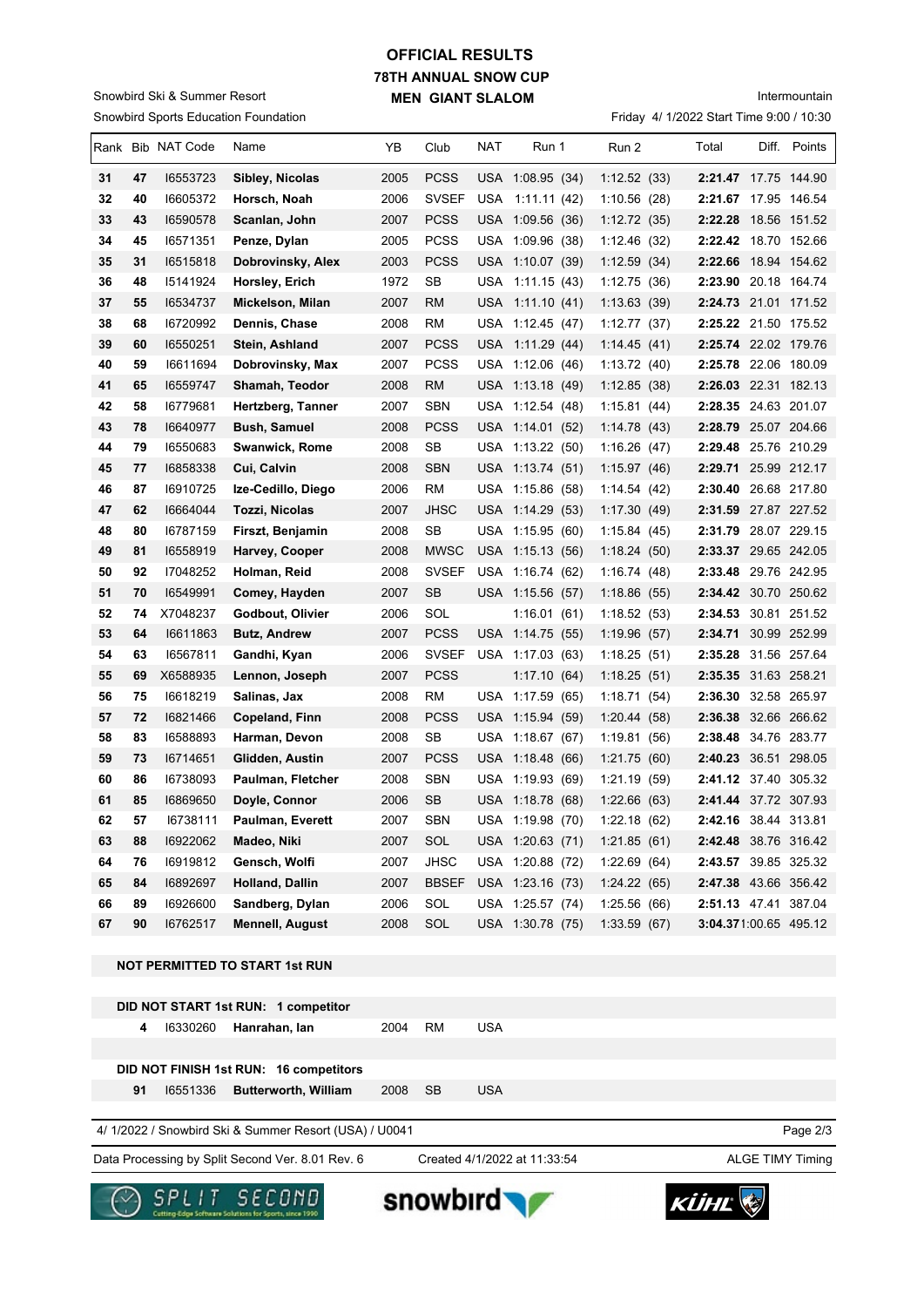# OFFICIAL RESULTS
## 78TH ANNUAL SNOW CUP
### MEN GIANT SLALOM

Snowbird Ski & Summer Resort
Snowbird Sports Education Foundation

Intermountain
Friday 4/ 1/2022 Start Time 9:00 / 10:30

| Rank | Bib | NAT Code | Name | YB | Club | NAT | Run 1 | Run 2 | Total | Diff. | Points |
|---|---|---|---|---|---|---|---|---|---|---|---|
| 31 | 47 | I6553723 | **Sibley, Nicolas** | 2005 | PCSS | USA | 1:08.95 (34) | 1:12.52 (33) | **2:21.47** | 17.75 | 144.90 |
| 32 | 40 | I6605372 | **Horsch, Noah** | 2006 | SVSEF | USA | 1:11.11 (42) | 1:10.56 (28) | **2:21.67** | 17.95 | 146.54 |
| 33 | 43 | I6590578 | **Scanlan, John** | 2007 | PCSS | USA | 1:09.56 (36) | 1:12.72 (35) | **2:22.28** | 18.56 | 151.52 |
| 34 | 45 | I6571351 | **Penze, Dylan** | 2005 | PCSS | USA | 1:09.96 (38) | 1:12.46 (32) | **2:22.42** | 18.70 | 152.66 |
| 35 | 31 | I6515818 | **Dobrovinsky, Alex** | 2003 | PCSS | USA | 1:10.07 (39) | 1:12.59 (34) | **2:22.66** | 18.94 | 154.62 |
| 36 | 48 | I5141924 | **Horsley, Erich** | 1972 | SB | USA | 1:11.15 (43) | 1:12.75 (36) | **2:23.90** | 20.18 | 164.74 |
| 37 | 55 | I6534737 | **Mickelson, Milan** | 2007 | RM | USA | 1:11.10 (41) | 1:13.63 (39) | **2:24.73** | 21.01 | 171.52 |
| 38 | 68 | I6720992 | **Dennis, Chase** | 2008 | RM | USA | 1:12.45 (47) | 1:12.77 (37) | **2:25.22** | 21.50 | 175.52 |
| 39 | 60 | I6550251 | **Stein, Ashland** | 2007 | PCSS | USA | 1:11.29 (44) | 1:14.45 (41) | **2:25.74** | 22.02 | 179.76 |
| 40 | 59 | I6611694 | **Dobrovinsky, Max** | 2007 | PCSS | USA | 1:12.06 (46) | 1:13.72 (40) | **2:25.78** | 22.06 | 180.09 |
| 41 | 65 | I6559747 | **Shamah, Teodor** | 2008 | RM | USA | 1:13.18 (49) | 1:12.85 (38) | **2:26.03** | 22.31 | 182.13 |
| 42 | 58 | I6779681 | **Hertzberg, Tanner** | 2007 | SBN | USA | 1:12.54 (48) | 1:15.81 (44) | **2:28.35** | 24.63 | 201.07 |
| 43 | 78 | I6640977 | **Bush, Samuel** | 2008 | PCSS | USA | 1:14.01 (52) | 1:14.78 (43) | **2:28.79** | 25.07 | 204.66 |
| 44 | 79 | I6550683 | **Swanwick, Rome** | 2008 | SB | USA | 1:13.22 (50) | 1:16.26 (47) | **2:29.48** | 25.76 | 210.29 |
| 45 | 77 | I6858338 | **Cui, Calvin** | 2008 | SBN | USA | 1:13.74 (51) | 1:15.97 (46) | **2:29.71** | 25.99 | 212.17 |
| 46 | 87 | I6910725 | **Ize-Cedillo, Diego** | 2006 | RM | USA | 1:15.86 (58) | 1:14.54 (42) | **2:30.40** | 26.68 | 217.80 |
| 47 | 62 | I6664044 | **Tozzi, Nicolas** | 2007 | JHSC | USA | 1:14.29 (53) | 1:17.30 (49) | **2:31.59** | 27.87 | 227.52 |
| 48 | 80 | I6787159 | **Firszt, Benjamin** | 2008 | SB | USA | 1:15.95 (60) | 1:15.84 (45) | **2:31.79** | 28.07 | 229.15 |
| 49 | 81 | I6558919 | **Harvey, Cooper** | 2008 | MWSC | USA | 1:15.13 (56) | 1:18.24 (50) | **2:33.37** | 29.65 | 242.05 |
| 50 | 92 | I7048252 | **Holman, Reid** | 2008 | SVSEF | USA | 1:16.74 (62) | 1:16.74 (48) | **2:33.48** | 29.76 | 242.95 |
| 51 | 70 | I6549991 | **Comey, Hayden** | 2007 | SB | USA | 1:15.56 (57) | 1:18.86 (55) | **2:34.42** | 30.70 | 250.62 |
| 52 | 74 | X7048237 | **Godbout, Olivier** | 2006 | SOL | | 1:16.01 (61) | 1:18.52 (53) | **2:34.53** | 30.81 | 251.52 |
| 53 | 64 | I6611863 | **Butz, Andrew** | 2007 | PCSS | USA | 1:14.75 (55) | 1:19.96 (57) | **2:34.71** | 30.99 | 252.99 |
| 54 | 63 | I6567811 | **Gandhi, Kyan** | 2006 | SVSEF | USA | 1:17.03 (63) | 1:18.25 (51) | **2:35.28** | 31.56 | 257.64 |
| 55 | 69 | X6588935 | **Lennon, Joseph** | 2007 | PCSS | | 1:17.10 (64) | 1:18.25 (51) | **2:35.35** | 31.63 | 258.21 |
| 56 | 75 | I6618219 | **Salinas, Jax** | 2008 | RM | USA | 1:17.59 (65) | 1:18.71 (54) | **2:36.30** | 32.58 | 265.97 |
| 57 | 72 | I6821466 | **Copeland, Finn** | 2008 | PCSS | USA | 1:15.94 (59) | 1:20.44 (58) | **2:36.38** | 32.66 | 266.62 |
| 58 | 83 | I6588893 | **Harman, Devon** | 2008 | SB | USA | 1:18.67 (67) | 1:19.81 (56) | **2:38.48** | 34.76 | 283.77 |
| 59 | 73 | I6714651 | **Glidden, Austin** | 2007 | PCSS | USA | 1:18.48 (66) | 1:21.75 (60) | **2:40.23** | 36.51 | 298.05 |
| 60 | 86 | I6738093 | **Paulman, Fletcher** | 2008 | SBN | USA | 1:19.93 (69) | 1:21.19 (59) | **2:41.12** | 37.40 | 305.32 |
| 61 | 85 | I6869650 | **Doyle, Connor** | 2006 | SB | USA | 1:18.78 (68) | 1:22.66 (63) | **2:41.44** | 37.72 | 307.93 |
| 62 | 57 | I6738111 | **Paulman, Everett** | 2007 | SBN | USA | 1:19.98 (70) | 1:22.18 (62) | **2:42.16** | 38.44 | 313.81 |
| 63 | 88 | I6922062 | **Madeo, Niki** | 2007 | SOL | USA | 1:20.63 (71) | 1:21.85 (61) | **2:42.48** | 38.76 | 316.42 |
| 64 | 76 | I6919812 | **Gensch, Wolfi** | 2007 | JHSC | USA | 1:20.88 (72) | 1:22.69 (64) | **2:43.57** | 39.85 | 325.32 |
| 65 | 84 | I6892697 | **Holland, Dallin** | 2007 | BBSEF | USA | 1:23.16 (73) | 1:24.22 (65) | **2:47.38** | 43.66 | 356.42 |
| 66 | 89 | I6926600 | **Sandberg, Dylan** | 2006 | SOL | USA | 1:25.57 (74) | 1:25.56 (66) | **2:51.13** | 47.41 | 387.04 |
| 67 | 90 | I6762517 | **Mennell, August** | 2008 | SOL | USA | 1:30.78 (75) | 1:33.59 (67) | **3:04.37** | 1:00.65 | 495.12 |

**NOT PERMITTED TO START 1st RUN**

**DID NOT START 1st RUN: 1 competitor**

| Bib | NAT Code | Name | YB | Club | NAT |
|---|---|---|---|---|---|
| 4 | I6330260 | **Hanrahan, Ian** | 2004 | RM | USA |

**DID NOT FINISH 1st RUN: 16 competitors**

| Bib | NAT Code | Name | YB | Club | NAT |
|---|---|---|---|---|---|
| 91 | I6551336 | **Butterworth, William** | 2008 | SB | USA |

4/ 1/2022 / Snowbird Ski & Summer Resort (USA) / U0041

Data Processing by Split Second Ver. 8.01 Rev. 6 — Created 4/1/2022 at 11:33:54 — ALGE TIMY Timing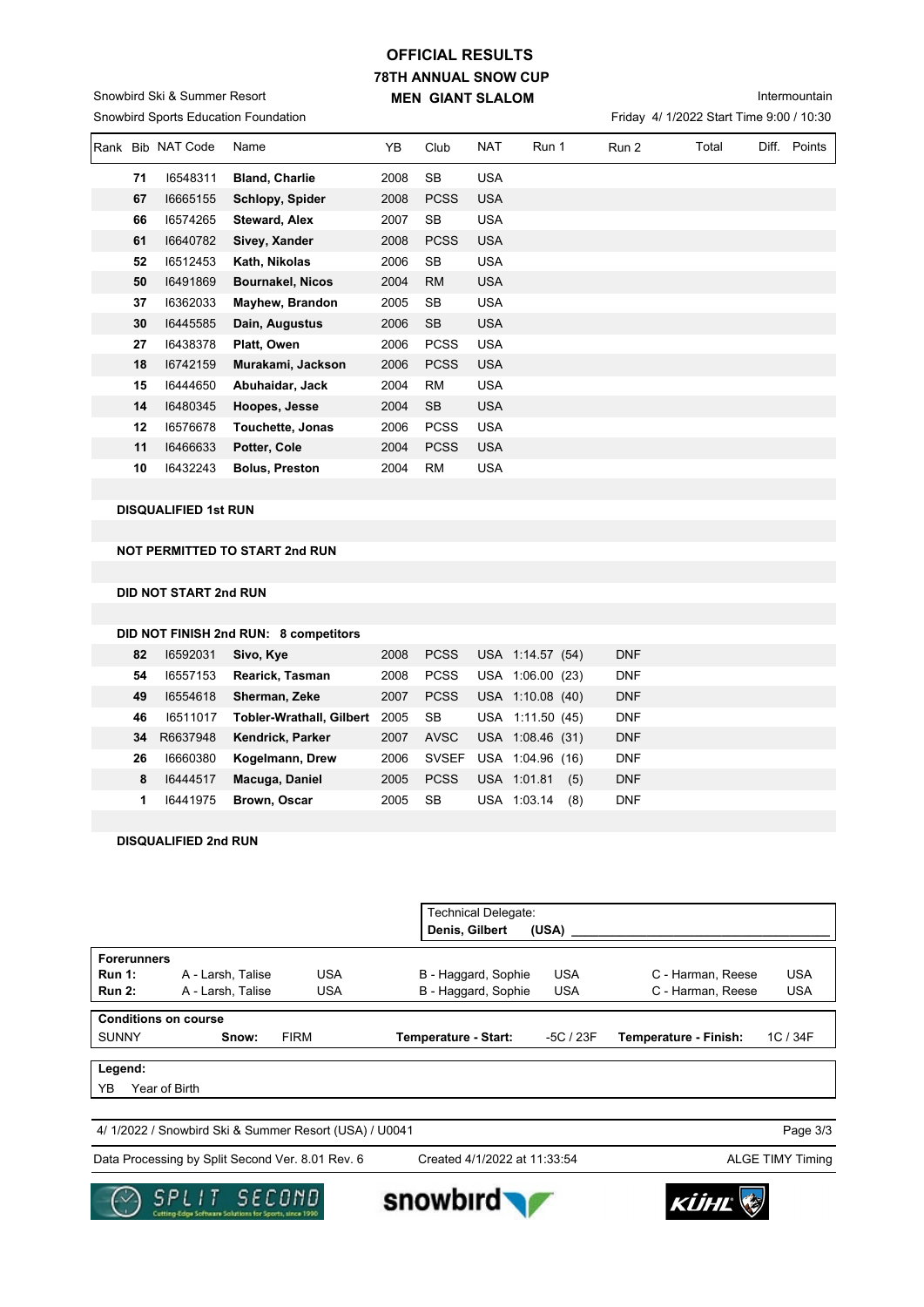# OFFICIAL RESULTS
## 78TH ANNUAL SNOW CUP
## MEN GIANT SLALOM

Snowbird Ski & Summer Resort
Snowbird Sports Education Foundation

Intermountain
Friday 4/ 1/2022 Start Time 9:00 / 10:30

| Rank | Bib | NAT Code | Name | YB | Club | NAT | Run 1 | Run 2 | Total | Diff. | Points |
|---|---|---|---|---|---|---|---|---|---|---|---|
| | 71 | I6548311 | **Bland, Charlie** | 2008 | SB | USA | | | | | |
| | 67 | I6665155 | **Schlopy, Spider** | 2008 | PCSS | USA | | | | | |
| | 66 | I6574265 | **Steward, Alex** | 2007 | SB | USA | | | | | |
| | 61 | I6640782 | **Sivey, Xander** | 2008 | PCSS | USA | | | | | |
| | 52 | I6512453 | **Kath, Nikolas** | 2006 | SB | USA | | | | | |
| | 50 | I6491869 | **Bournakel, Nicos** | 2004 | RM | USA | | | | | |
| | 37 | I6362033 | **Mayhew, Brandon** | 2005 | SB | USA | | | | | |
| | 30 | I6445585 | **Dain, Augustus** | 2006 | SB | USA | | | | | |
| | 27 | I6438378 | **Platt, Owen** | 2006 | PCSS | USA | | | | | |
| | 18 | I6742159 | **Murakami, Jackson** | 2006 | PCSS | USA | | | | | |
| | 15 | I6444650 | **Abuhaidar, Jack** | 2004 | RM | USA | | | | | |
| | 14 | I6480345 | **Hoopes, Jesse** | 2004 | SB | USA | | | | | |
| | 12 | I6576678 | **Touchette, Jonas** | 2006 | PCSS | USA | | | | | |
| | 11 | I6466633 | **Potter, Cole** | 2004 | PCSS | USA | | | | | |
| | 10 | I6432243 | **Bolus, Preston** | 2004 | RM | USA | | | | | |

**DISQUALIFIED 1st RUN**

**NOT PERMITTED TO START 2nd RUN**

**DID NOT START 2nd RUN**

**DID NOT FINISH 2nd RUN: 8 competitors**

| Rank | Bib | NAT Code | Name | YB | Club | NAT | Run 1 | Run 2 | Total | Diff. | Points |
|---|---|---|---|---|---|---|---|---|---|---|---|
| | 82 | I6592031 | **Sivo, Kye** | 2008 | PCSS | USA | 1:14.57 (54) | DNF | | | |
| | 54 | I6557153 | **Rearick, Tasman** | 2008 | PCSS | USA | 1:06.00 (23) | DNF | | | |
| | 49 | I6554618 | **Sherman, Zeke** | 2007 | PCSS | USA | 1:10.08 (40) | DNF | | | |
| | 46 | I6511017 | **Tobler-Wrathall, Gilbert** | 2005 | SB | USA | 1:11.50 (45) | DNF | | | |
| | 34 | R6637948 | **Kendrick, Parker** | 2007 | AVSC | USA | 1:08.46 (31) | DNF | | | |
| | 26 | I6660380 | **Kogelmann, Drew** | 2006 | SVSEF | USA | 1:04.96 (16) | DNF | | | |
| | 8 | I6444517 | **Macuga, Daniel** | 2005 | PCSS | USA | 1:01.81 (5) | DNF | | | |
| | 1 | I6441975 | **Brown, Oscar** | 2005 | SB | USA | 1:03.14 (8) | DNF | | | |

**DISQUALIFIED 2nd RUN**

Technical Delegate:
**Denis, Gilbert (USA)**

**Forerunners**

| | | | | | | |
|---|---|---|---|---|---|---|
| **Run 1:** | A - Larsh, Talise | USA | B - Haggard, Sophie | USA | C - Harman, Reese | USA |
| **Run 2:** | A - Larsh, Talise | USA | B - Haggard, Sophie | USA | C - Harman, Reese | USA |

**Conditions on course**

SUNNY | **Snow:** FIRM | **Temperature - Start:** -5C / 23F | **Temperature - Finish:** 1C / 34F

**Legend:**
YB Year of Birth

4/ 1/2022 / Snowbird Ski & Summer Resort (USA) / U0041

Data Processing by Split Second Ver. 8.01 Rev. 6 | Created 4/1/2022 at 11:33:54 | ALGE TIMY Timing